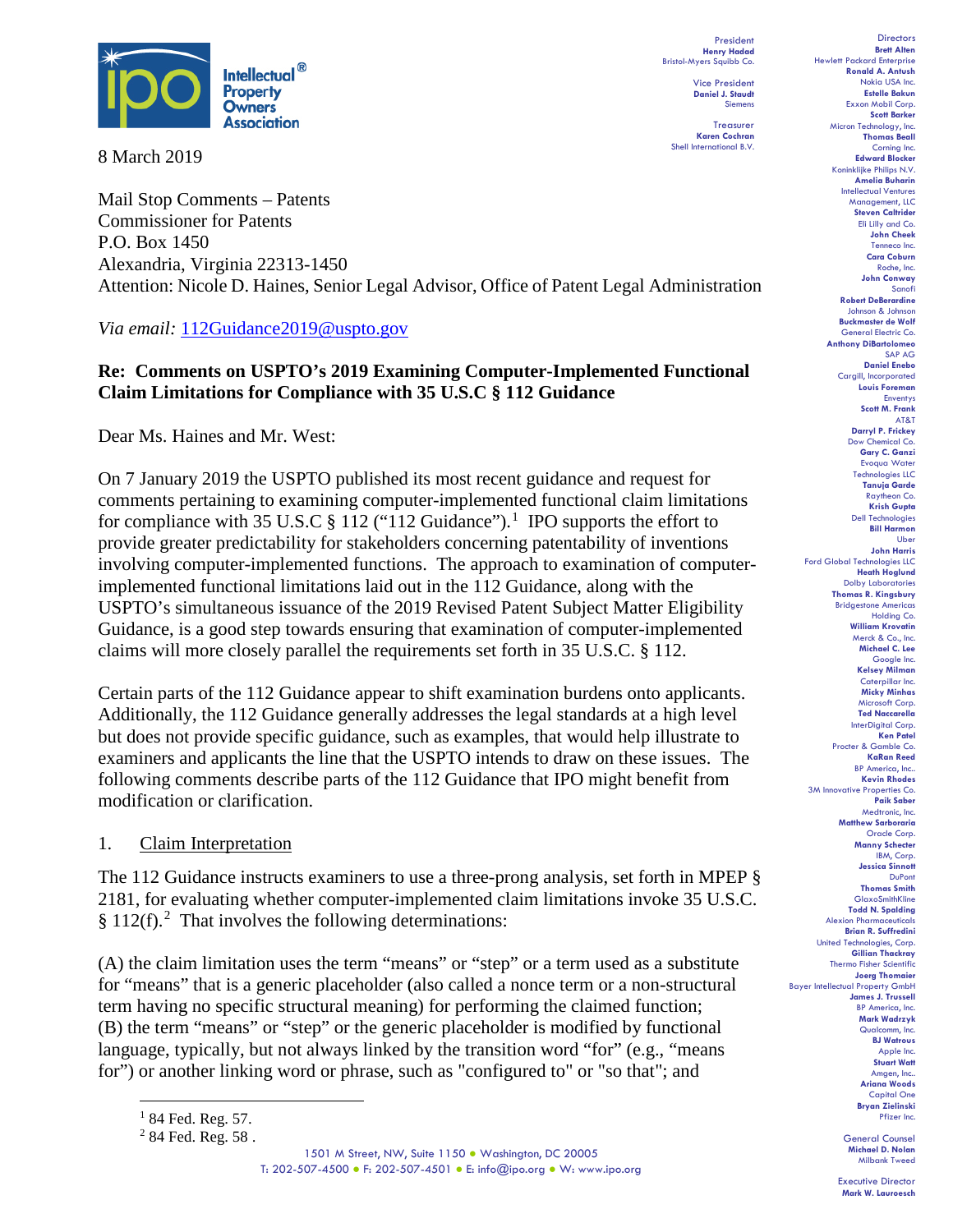President
**Henry Hadad**
Bristol-Myers Squibb Co.

Vice President
**Daniel J. Staudt**
Siemens

Treasurer
**Karen Cochran**
Shell International B.V.

Directors
**Brett Alten**
Hewlett Packard Enterprise
**Ronald A. Antush**
Nokia USA Inc.
**Estelle Bakun**
Exxon Mobil Corp.
**Scott Barker**
Micron Technology, Inc.
**Thomas Beall**
Corning Inc.
**Edward Blocker**
Koninklijke Philips N.V.
**Amelia Buharin**
Intellectual Ventures Management, LLC
**Steven Caltrider**
Eli Lilly and Co.
**John Cheek**
Tenneco Inc.
**Cara Coburn**
Roche, Inc.
**John Conway**
Sanofi
**Robert DeBerardine**
Johnson & Johnson
**Buckmaster de Wolf**
General Electric Co.
**Anthony DiBartolomeo**
SAP AG
**Daniel Enebo**
Cargill, Incorporated
**Louis Foreman**
Enventys
**Scott M. Frank**
AT&T
**Darryl P. Frickey**
Dow Chemical Co.
**Gary C. Ganzi**
Evoqua Water Technologies LLC
**Tanuja Garde**
Raytheon Co.
**Krish Gupta**
Dell Technologies
**Bill Harmon**
Uber
**John Harris**
Ford Global Technologies LLC
**Heath Hoglund**
Dolby Laboratories
**Thomas R. Kingsbury**
Bridgestone Americas Holding Co.
**William Krovatin**
Merck & Co., Inc.
**Michael C. Lee**
Google Inc.
**Kelsey Milman**
Caterpillar Inc.
**Micky Minhas**
Microsoft Corp.
**Ted Naccarella**
InterDigital Corp.
**Ken Patel**
Procter & Gamble Co.
**KaRan Reed**
BP America, Inc..
**Kevin Rhodes**
3M Innovative Properties Co.
**Paik Saber**
Medtronic, Inc.
**Matthew Sarboraria**
Oracle Corp.
**Manny Schecter**
IBM, Corp.
**Jessica Sinnott**
DuPont
**Thomas Smith**
GlaxoSmithKline
**Todd N. Spalding**
Alexion Pharmaceuticals
**Brian R. Suffredini**
United Technologies, Corp.
**Gillian Thackray**
Thermo Fisher Scientific
**Joerg Thomaier**
Bayer Intellectual Property GmbH
**James J. Trussell**
BP America, Inc.
**Mark Wadrzyk**
Qualcomm, Inc.
**BJ Watrous**
Apple Inc.
**Stuart Watt**
Amgen, Inc..
**Ariana Woods**
Capital One
**Bryan Zielinski**
Pfizer Inc.

General Counsel
**Michael D. Nolan**
Milbank Tweed

Executive Director
**Mark W. Lauroesch**

8 March 2019

Mail Stop Comments – Patents
Commissioner for Patents
P.O. Box 1450
Alexandria, Virginia 22313-1450
Attention: Nicole D. Haines, Senior Legal Advisor, Office of Patent Legal Administration

*Via email:* 112Guidance2019@uspto.gov

**Re: Comments on USPTO's 2019 Examining Computer-Implemented Functional Claim Limitations for Compliance with 35 U.S.C § 112 Guidance**

Dear Ms. Haines and Mr. West:

On 7 January 2019 the USPTO published its most recent guidance and request for comments pertaining to examining computer-implemented functional claim limitations for compliance with 35 U.S.C § 112 ("112 Guidance").[1] IPO supports the effort to provide greater predictability for stakeholders concerning patentability of inventions involving computer-implemented functions. The approach to examination of computer-implemented functional limitations laid out in the 112 Guidance, along with the USPTO's simultaneous issuance of the 2019 Revised Patent Subject Matter Eligibility Guidance, is a good step towards ensuring that examination of computer-implemented claims will more closely parallel the requirements set forth in 35 U.S.C. § 112.

Certain parts of the 112 Guidance appear to shift examination burdens onto applicants. Additionally, the 112 Guidance generally addresses the legal standards at a high level but does not provide specific guidance, such as examples, that would help illustrate to examiners and applicants the line that the USPTO intends to draw on these issues. The following comments describe parts of the 112 Guidance that IPO might benefit from modification or clarification.

1. <u>Claim Interpretation</u>

The 112 Guidance instructs examiners to use a three-prong analysis, set forth in MPEP § 2181, for evaluating whether computer-implemented claim limitations invoke 35 U.S.C. § 112(f).[2] That involves the following determinations:

(A) the claim limitation uses the term "means" or "step" or a term used as a substitute for "means" that is a generic placeholder (also called a nonce term or a non-structural term having no specific structural meaning) for performing the claimed function;
(B) the term "means" or "step" or the generic placeholder is modified by functional language, typically, but not always linked by the transition word "for" (e.g., "means for") or another linking word or phrase, such as "configured to" or "so that"; and

[1] 84 Fed. Reg. 57.
[2] 84 Fed. Reg. 58 .

1501 M Street, NW, Suite 1150 ● Washington, DC 20005
T: 202-507-4500 ● F: 202-507-4501 ● E: info@ipo.org ● W: www.ipo.org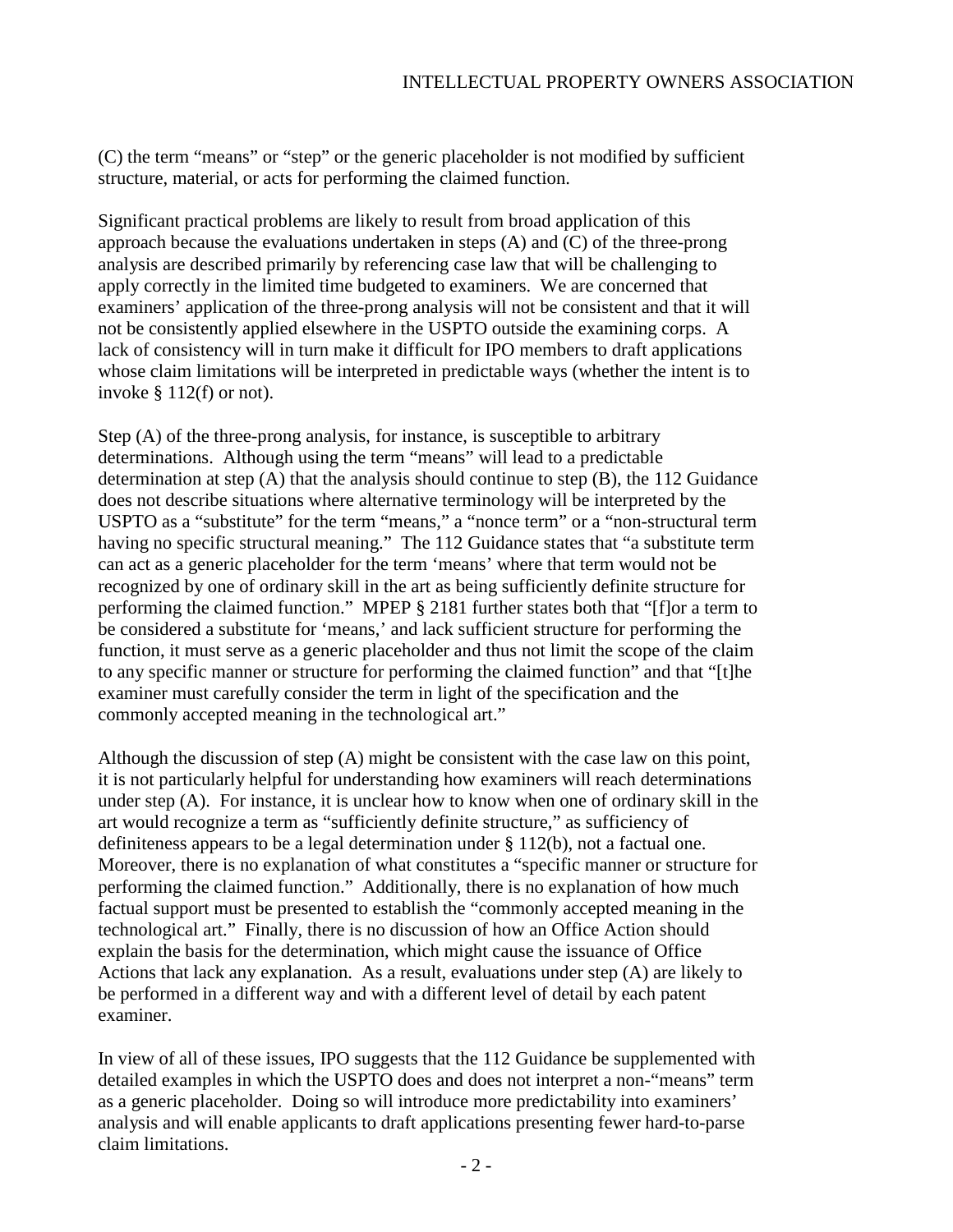(C) the term "means" or "step" or the generic placeholder is not modified by sufficient structure, material, or acts for performing the claimed function.

Significant practical problems are likely to result from broad application of this approach because the evaluations undertaken in steps (A) and (C) of the three-prong analysis are described primarily by referencing case law that will be challenging to apply correctly in the limited time budgeted to examiners. We are concerned that examiners' application of the three-prong analysis will not be consistent and that it will not be consistently applied elsewhere in the USPTO outside the examining corps. A lack of consistency will in turn make it difficult for IPO members to draft applications whose claim limitations will be interpreted in predictable ways (whether the intent is to invoke § 112(f) or not).

Step (A) of the three-prong analysis, for instance, is susceptible to arbitrary determinations. Although using the term "means" will lead to a predictable determination at step (A) that the analysis should continue to step (B), the 112 Guidance does not describe situations where alternative terminology will be interpreted by the USPTO as a "substitute" for the term "means," a "nonce term" or a "non-structural term having no specific structural meaning." The 112 Guidance states that "a substitute term can act as a generic placeholder for the term 'means' where that term would not be recognized by one of ordinary skill in the art as being sufficiently definite structure for performing the claimed function." MPEP § 2181 further states both that "[f]or a term to be considered a substitute for 'means,' and lack sufficient structure for performing the function, it must serve as a generic placeholder and thus not limit the scope of the claim to any specific manner or structure for performing the claimed function" and that "[t]he examiner must carefully consider the term in light of the specification and the commonly accepted meaning in the technological art."

Although the discussion of step (A) might be consistent with the case law on this point, it is not particularly helpful for understanding how examiners will reach determinations under step (A). For instance, it is unclear how to know when one of ordinary skill in the art would recognize a term as "sufficiently definite structure," as sufficiency of definiteness appears to be a legal determination under § 112(b), not a factual one. Moreover, there is no explanation of what constitutes a "specific manner or structure for performing the claimed function." Additionally, there is no explanation of how much factual support must be presented to establish the "commonly accepted meaning in the technological art." Finally, there is no discussion of how an Office Action should explain the basis for the determination, which might cause the issuance of Office Actions that lack any explanation. As a result, evaluations under step (A) are likely to be performed in a different way and with a different level of detail by each patent examiner.

In view of all of these issues, IPO suggests that the 112 Guidance be supplemented with detailed examples in which the USPTO does and does not interpret a non-"means" term as a generic placeholder. Doing so will introduce more predictability into examiners' analysis and will enable applicants to draft applications presenting fewer hard-to-parse claim limitations.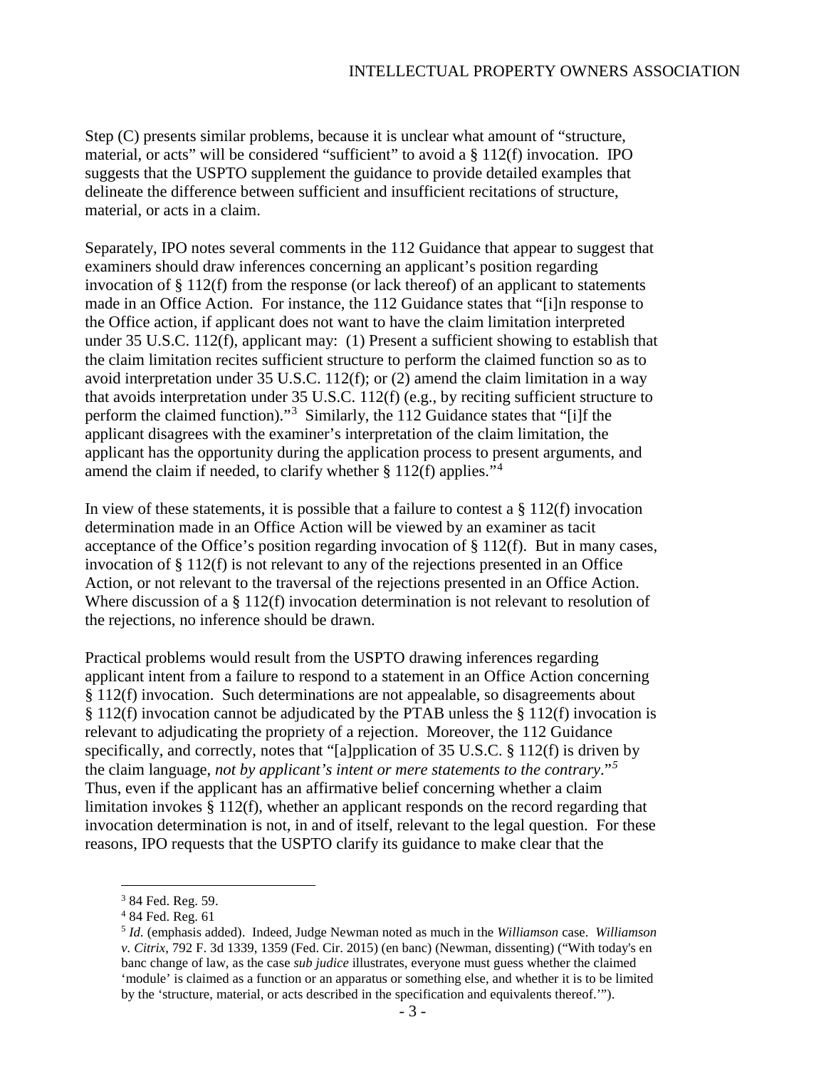Step (C) presents similar problems, because it is unclear what amount of "structure, material, or acts" will be considered "sufficient" to avoid a § 112(f) invocation. IPO suggests that the USPTO supplement the guidance to provide detailed examples that delineate the difference between sufficient and insufficient recitations of structure, material, or acts in a claim.

Separately, IPO notes several comments in the 112 Guidance that appear to suggest that examiners should draw inferences concerning an applicant's position regarding invocation of § 112(f) from the response (or lack thereof) of an applicant to statements made in an Office Action. For instance, the 112 Guidance states that "[i]n response to the Office action, if applicant does not want to have the claim limitation interpreted under 35 U.S.C. 112(f), applicant may: (1) Present a sufficient showing to establish that the claim limitation recites sufficient structure to perform the claimed function so as to avoid interpretation under 35 U.S.C. 112(f); or (2) amend the claim limitation in a way that avoids interpretation under 35 U.S.C. 112(f) (e.g., by reciting sufficient structure to perform the claimed function)."[3] Similarly, the 112 Guidance states that "[i]f the applicant disagrees with the examiner's interpretation of the claim limitation, the applicant has the opportunity during the application process to present arguments, and amend the claim if needed, to clarify whether § 112(f) applies."[4]

In view of these statements, it is possible that a failure to contest a § 112(f) invocation determination made in an Office Action will be viewed by an examiner as tacit acceptance of the Office's position regarding invocation of § 112(f). But in many cases, invocation of § 112(f) is not relevant to any of the rejections presented in an Office Action, or not relevant to the traversal of the rejections presented in an Office Action. Where discussion of a § 112(f) invocation determination is not relevant to resolution of the rejections, no inference should be drawn.

Practical problems would result from the USPTO drawing inferences regarding applicant intent from a failure to respond to a statement in an Office Action concerning § 112(f) invocation. Such determinations are not appealable, so disagreements about § 112(f) invocation cannot be adjudicated by the PTAB unless the § 112(f) invocation is relevant to adjudicating the propriety of a rejection. Moreover, the 112 Guidance specifically, and correctly, notes that "[a]pplication of 35 U.S.C. § 112(f) is driven by the claim language, *not by applicant's intent or mere statements to the contrary*."[5] Thus, even if the applicant has an affirmative belief concerning whether a claim limitation invokes § 112(f), whether an applicant responds on the record regarding that invocation determination is not, in and of itself, relevant to the legal question. For these reasons, IPO requests that the USPTO clarify its guidance to make clear that the

---

[3] 84 Fed. Reg. 59.

[4] 84 Fed. Reg. 61

[5] *Id.* (emphasis added). Indeed, Judge Newman noted as much in the *Williamson* case. *Williamson v. Citrix*, 792 F. 3d 1339, 1359 (Fed. Cir. 2015) (en banc) (Newman, dissenting) ("With today's en banc change of law, as the case *sub judice* illustrates, everyone must guess whether the claimed 'module' is claimed as a function or an apparatus or something else, and whether it is to be limited by the 'structure, material, or acts described in the specification and equivalents thereof.'").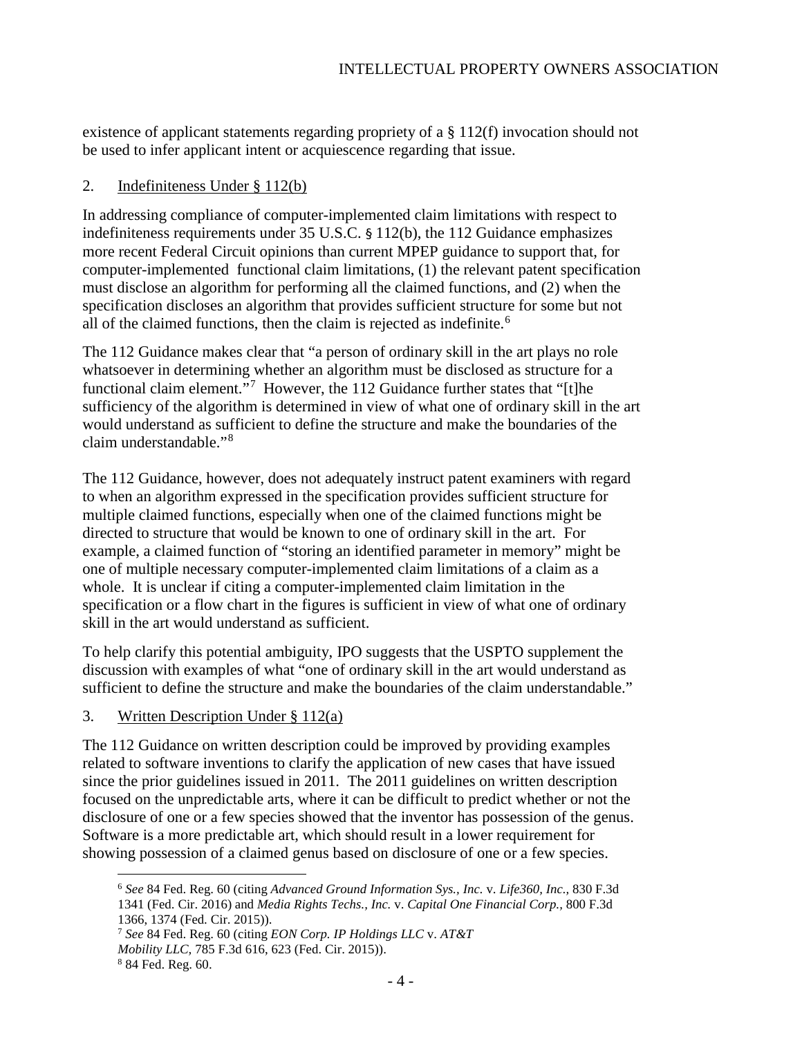existence of applicant statements regarding propriety of a § 112(f) invocation should not be used to infer applicant intent or acquiescence regarding that issue.

## 2. Indefiniteness Under § 112(b)

In addressing compliance of computer-implemented claim limitations with respect to indefiniteness requirements under 35 U.S.C. § 112(b), the 112 Guidance emphasizes more recent Federal Circuit opinions than current MPEP guidance to support that, for computer-implemented functional claim limitations, (1) the relevant patent specification must disclose an algorithm for performing all the claimed functions, and (2) when the specification discloses an algorithm that provides sufficient structure for some but not all of the claimed functions, then the claim is rejected as indefinite.[6]

The 112 Guidance makes clear that "a person of ordinary skill in the art plays no role whatsoever in determining whether an algorithm must be disclosed as structure for a functional claim element."[7] However, the 112 Guidance further states that "[t]he sufficiency of the algorithm is determined in view of what one of ordinary skill in the art would understand as sufficient to define the structure and make the boundaries of the claim understandable."[8]

The 112 Guidance, however, does not adequately instruct patent examiners with regard to when an algorithm expressed in the specification provides sufficient structure for multiple claimed functions, especially when one of the claimed functions might be directed to structure that would be known to one of ordinary skill in the art. For example, a claimed function of "storing an identified parameter in memory" might be one of multiple necessary computer-implemented claim limitations of a claim as a whole. It is unclear if citing a computer-implemented claim limitation in the specification or a flow chart in the figures is sufficient in view of what one of ordinary skill in the art would understand as sufficient.

To help clarify this potential ambiguity, IPO suggests that the USPTO supplement the discussion with examples of what "one of ordinary skill in the art would understand as sufficient to define the structure and make the boundaries of the claim understandable."

## 3. Written Description Under § 112(a)

The 112 Guidance on written description could be improved by providing examples related to software inventions to clarify the application of new cases that have issued since the prior guidelines issued in 2011. The 2011 guidelines on written description focused on the unpredictable arts, where it can be difficult to predict whether or not the disclosure of one or a few species showed that the inventor has possession of the genus. Software is a more predictable art, which should result in a lower requirement for showing possession of a claimed genus based on disclosure of one or a few species.

---

[6] *See* 84 Fed. Reg. 60 (citing *Advanced Ground Information Sys., Inc.* v. *Life360, Inc.,* 830 F.3d 1341 (Fed. Cir. 2016) and *Media Rights Techs., Inc.* v. *Capital One Financial Corp.,* 800 F.3d 1366, 1374 (Fed. Cir. 2015)).

[7] *See* 84 Fed. Reg. 60 (citing *EON Corp. IP Holdings LLC* v. *AT&T Mobility LLC,* 785 F.3d 616, 623 (Fed. Cir. 2015)).

[8] 84 Fed. Reg. 60.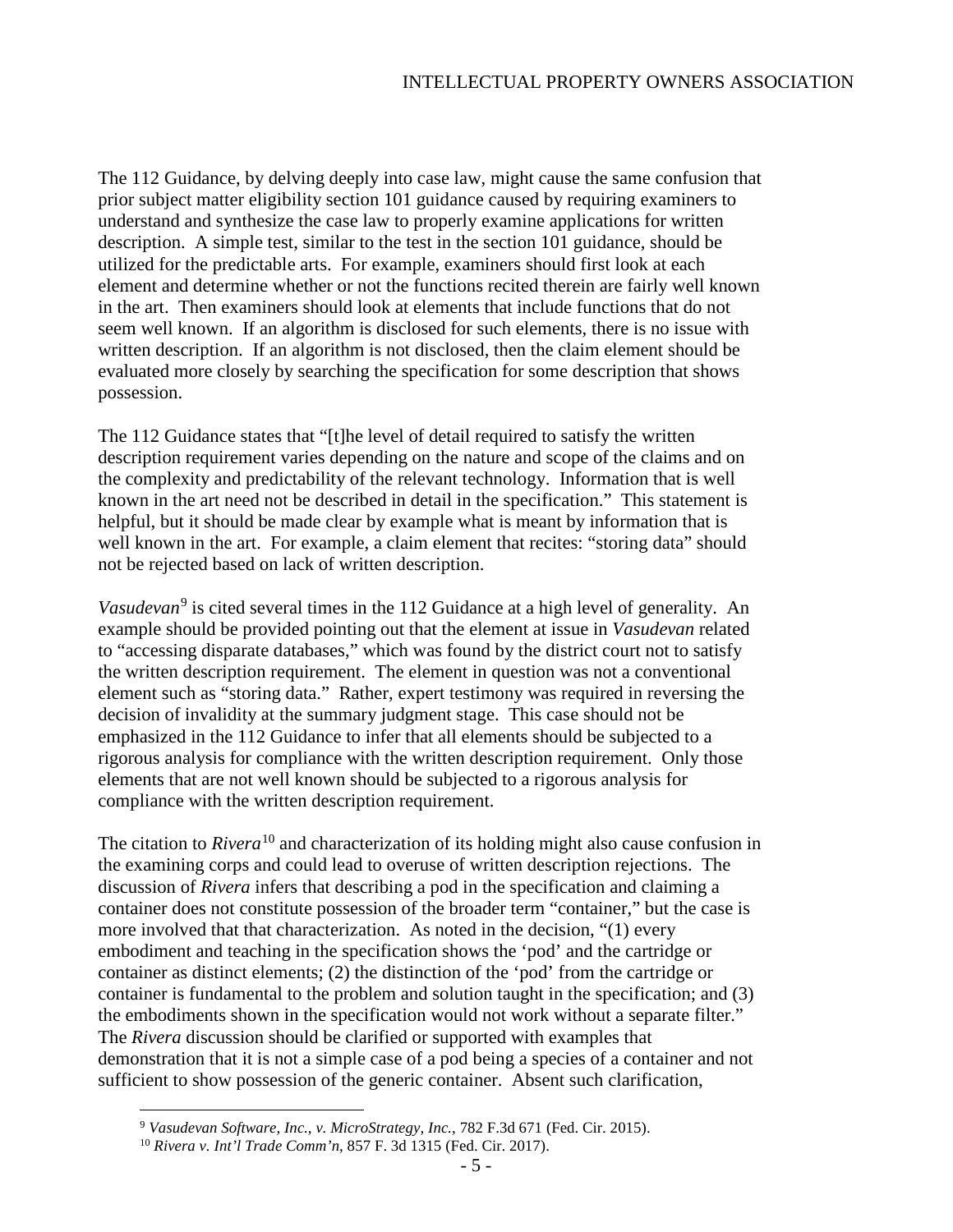The 112 Guidance, by delving deeply into case law, might cause the same confusion that prior subject matter eligibility section 101 guidance caused by requiring examiners to understand and synthesize the case law to properly examine applications for written description. A simple test, similar to the test in the section 101 guidance, should be utilized for the predictable arts. For example, examiners should first look at each element and determine whether or not the functions recited therein are fairly well known in the art. Then examiners should look at elements that include functions that do not seem well known. If an algorithm is disclosed for such elements, there is no issue with written description. If an algorithm is not disclosed, then the claim element should be evaluated more closely by searching the specification for some description that shows possession.

The 112 Guidance states that "[t]he level of detail required to satisfy the written description requirement varies depending on the nature and scope of the claims and on the complexity and predictability of the relevant technology. Information that is well known in the art need not be described in detail in the specification." This statement is helpful, but it should be made clear by example what is meant by information that is well known in the art. For example, a claim element that recites: "storing data" should not be rejected based on lack of written description.

*Vasudevan*[9] is cited several times in the 112 Guidance at a high level of generality. An example should be provided pointing out that the element at issue in *Vasudevan* related to "accessing disparate databases," which was found by the district court not to satisfy the written description requirement. The element in question was not a conventional element such as "storing data." Rather, expert testimony was required in reversing the decision of invalidity at the summary judgment stage. This case should not be emphasized in the 112 Guidance to infer that all elements should be subjected to a rigorous analysis for compliance with the written description requirement. Only those elements that are not well known should be subjected to a rigorous analysis for compliance with the written description requirement.

The citation to *Rivera*[10] and characterization of its holding might also cause confusion in the examining corps and could lead to overuse of written description rejections. The discussion of *Rivera* infers that describing a pod in the specification and claiming a container does not constitute possession of the broader term "container," but the case is more involved that that characterization. As noted in the decision, "(1) every embodiment and teaching in the specification shows the 'pod' and the cartridge or container as distinct elements; (2) the distinction of the 'pod' from the cartridge or container is fundamental to the problem and solution taught in the specification; and (3) the embodiments shown in the specification would not work without a separate filter." The *Rivera* discussion should be clarified or supported with examples that demonstration that it is not a simple case of a pod being a species of a container and not sufficient to show possession of the generic container. Absent such clarification,

[9] *Vasudevan Software, Inc., v. MicroStrategy, Inc.*, 782 F.3d 671 (Fed. Cir. 2015).

[10] *Rivera v. Int'l Trade Comm'n*, 857 F. 3d 1315 (Fed. Cir. 2017).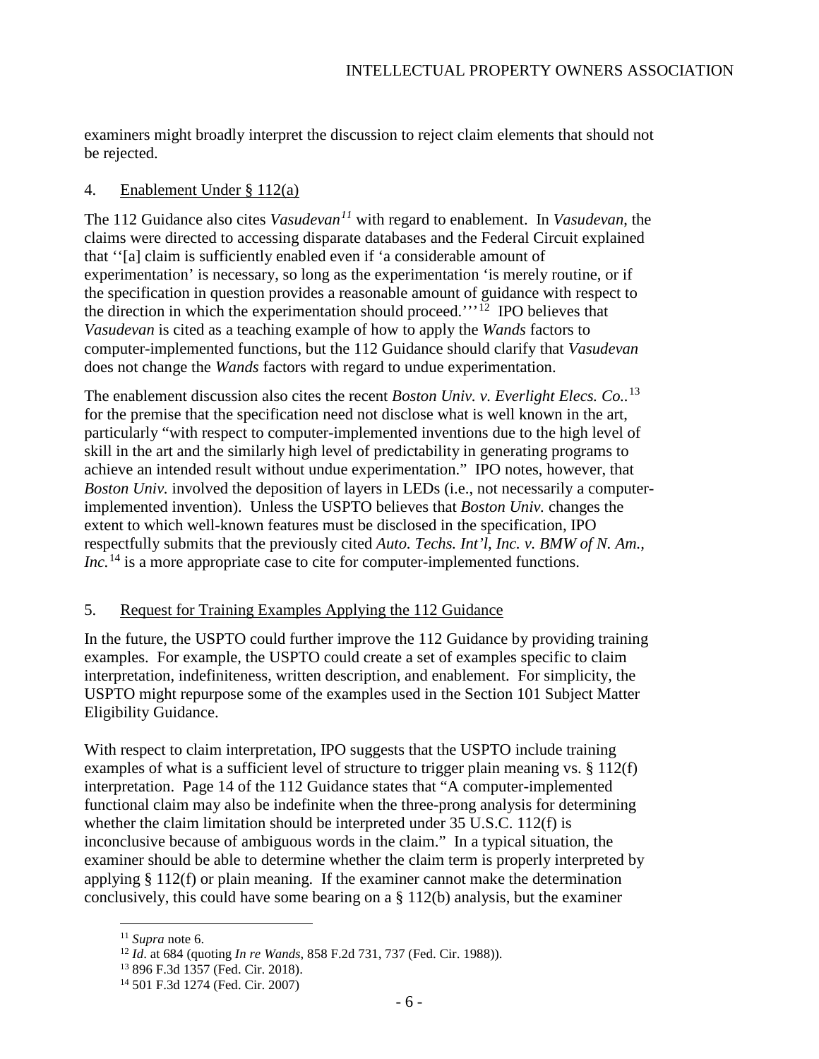examiners might broadly interpret the discussion to reject claim elements that should not be rejected.

## 4. Enablement Under § 112(a)

The 112 Guidance also cites *Vasudevan*[11] with regard to enablement. In *Vasudevan*, the claims were directed to accessing disparate databases and the Federal Circuit explained that ''[a] claim is sufficiently enabled even if 'a considerable amount of experimentation' is necessary, so long as the experimentation 'is merely routine, or if the specification in question provides a reasonable amount of guidance with respect to the direction in which the experimentation should proceed.'''[12] IPO believes that *Vasudevan* is cited as a teaching example of how to apply the *Wands* factors to computer-implemented functions, but the 112 Guidance should clarify that *Vasudevan* does not change the *Wands* factors with regard to undue experimentation.

The enablement discussion also cites the recent *Boston Univ. v. Everlight Elecs. Co.*.[13] for the premise that the specification need not disclose what is well known in the art, particularly "with respect to computer-implemented inventions due to the high level of skill in the art and the similarly high level of predictability in generating programs to achieve an intended result without undue experimentation." IPO notes, however, that *Boston Univ*. involved the deposition of layers in LEDs (i.e., not necessarily a computer-implemented invention). Unless the USPTO believes that *Boston Univ.* changes the extent to which well-known features must be disclosed in the specification, IPO respectfully submits that the previously cited *Auto. Techs. Int'l, Inc. v. BMW of N. Am., Inc.*[14] is a more appropriate case to cite for computer-implemented functions.

## 5. Request for Training Examples Applying the 112 Guidance

In the future, the USPTO could further improve the 112 Guidance by providing training examples. For example, the USPTO could create a set of examples specific to claim interpretation, indefiniteness, written description, and enablement. For simplicity, the USPTO might repurpose some of the examples used in the Section 101 Subject Matter Eligibility Guidance.

With respect to claim interpretation, IPO suggests that the USPTO include training examples of what is a sufficient level of structure to trigger plain meaning vs. § 112(f) interpretation. Page 14 of the 112 Guidance states that "A computer-implemented functional claim may also be indefinite when the three-prong analysis for determining whether the claim limitation should be interpreted under 35 U.S.C. 112(f) is inconclusive because of ambiguous words in the claim." In a typical situation, the examiner should be able to determine whether the claim term is properly interpreted by applying § 112(f) or plain meaning. If the examiner cannot make the determination conclusively, this could have some bearing on a § 112(b) analysis, but the examiner

---

[11] *Supra* note 6.

[12] *Id*. at 684 (quoting *In re Wands*, 858 F.2d 731, 737 (Fed. Cir. 1988)).

[13] 896 F.3d 1357 (Fed. Cir. 2018).

[14] 501 F.3d 1274 (Fed. Cir. 2007)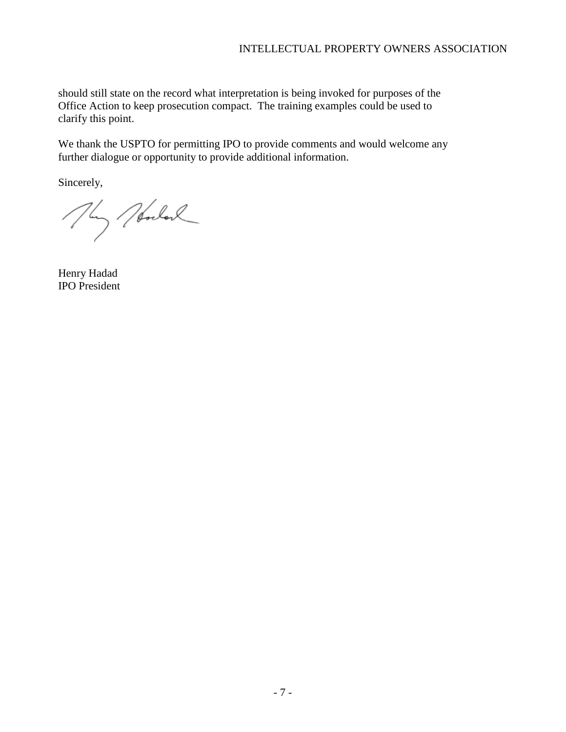should still state on the record what interpretation is being invoked for purposes of the Office Action to keep prosecution compact. The training examples could be used to clarify this point.

We thank the USPTO for permitting IPO to provide comments and would welcome any further dialogue or opportunity to provide additional information.

Sincerely,

Henry Hadad
IPO President